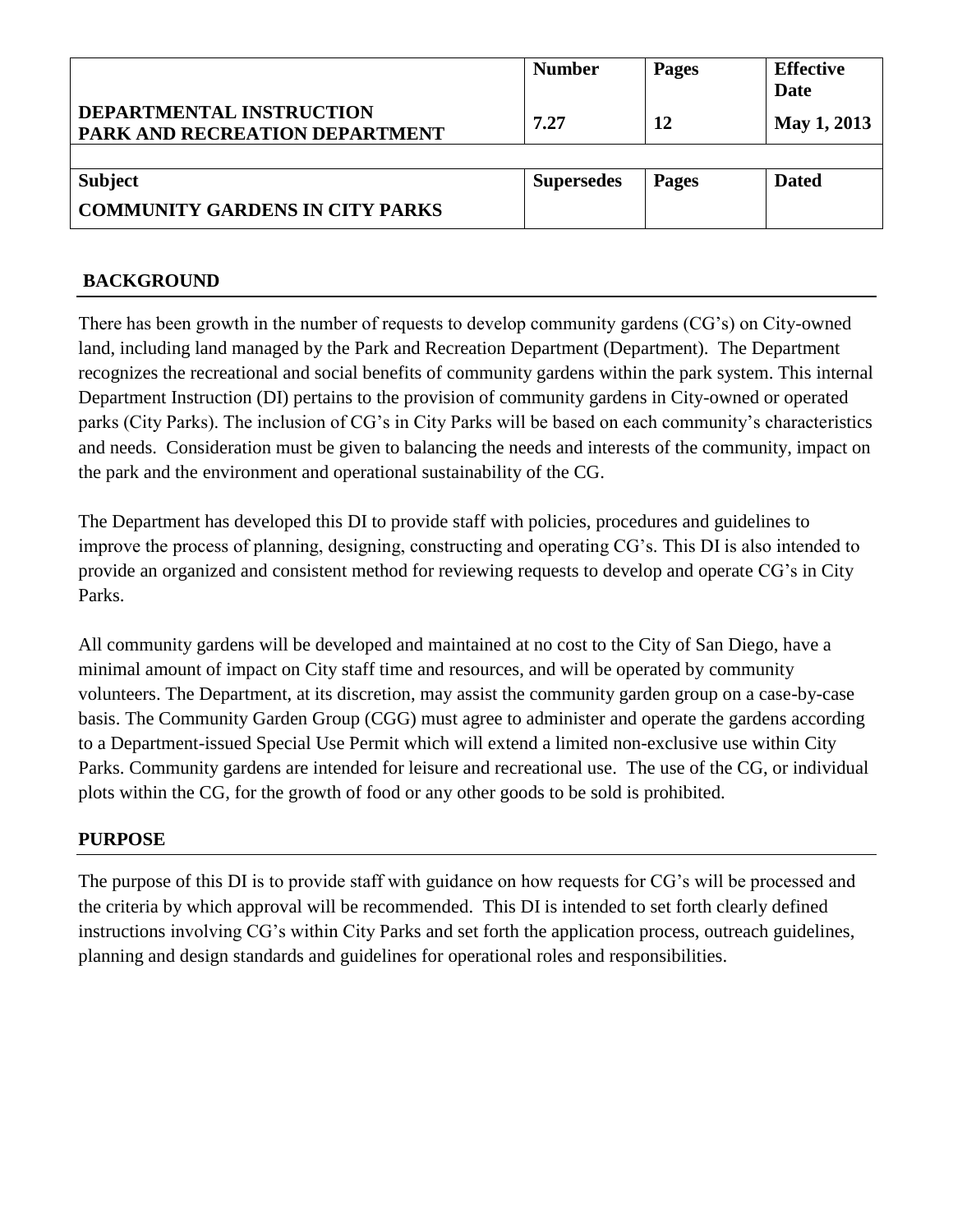| DEPARTMENTAL INSTRUCTION<br>PARK AND RECREATION DEPARTMENT | Number<br>7.27 | Pages<br>12 | Effective Date<br>May 1, 2013 |
| --- | --- | --- | --- |
| | | | |
| **Subject**<br>**COMMUNITY GARDENS IN CITY PARKS** | **Supersedes** | **Pages** | **Dated** |

## BACKGROUND

There has been growth in the number of requests to develop community gardens (CG's) on City-owned land, including land managed by the Park and Recreation Department (Department). The Department recognizes the recreational and social benefits of community gardens within the park system. This internal Department Instruction (DI) pertains to the provision of community gardens in City-owned or operated parks (City Parks). The inclusion of CG's in City Parks will be based on each community's characteristics and needs. Consideration must be given to balancing the needs and interests of the community, impact on the park and the environment and operational sustainability of the CG.

The Department has developed this DI to provide staff with policies, procedures and guidelines to improve the process of planning, designing, constructing and operating CG's. This DI is also intended to provide an organized and consistent method for reviewing requests to develop and operate CG's in City Parks.

All community gardens will be developed and maintained at no cost to the City of San Diego, have a minimal amount of impact on City staff time and resources, and will be operated by community volunteers. The Department, at its discretion, may assist the community garden group on a case-by-case basis. The Community Garden Group (CGG) must agree to administer and operate the gardens according to a Department-issued Special Use Permit which will extend a limited non-exclusive use within City Parks. Community gardens are intended for leisure and recreational use. The use of the CG, or individual plots within the CG, for the growth of food or any other goods to be sold is prohibited.

## PURPOSE

The purpose of this DI is to provide staff with guidance on how requests for CG's will be processed and the criteria by which approval will be recommended. This DI is intended to set forth clearly defined instructions involving CG's within City Parks and set forth the application process, outreach guidelines, planning and design standards and guidelines for operational roles and responsibilities.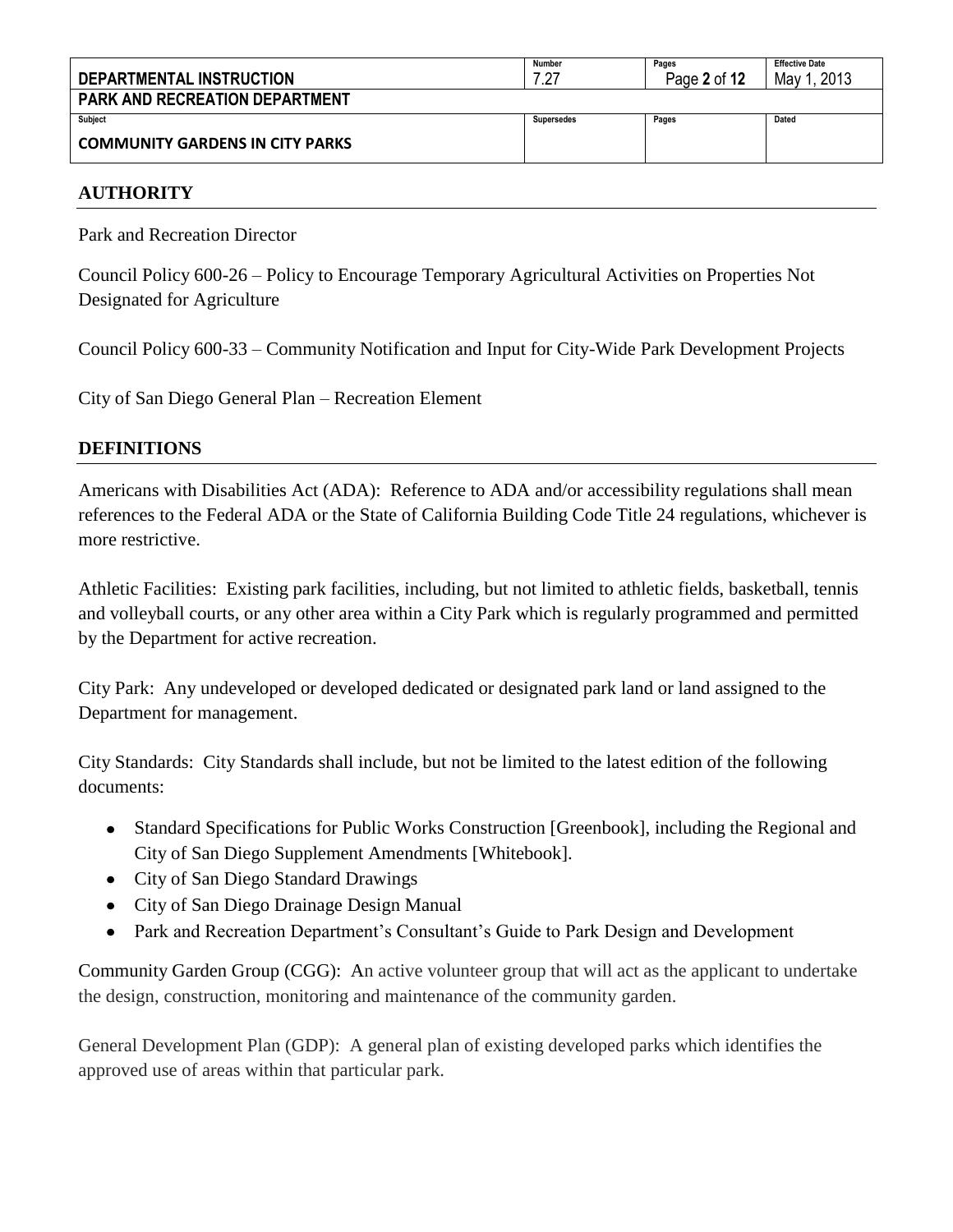## AUTHORITY

Park and Recreation Director

Council Policy 600-26 – Policy to Encourage Temporary Agricultural Activities on Properties Not Designated for Agriculture

Council Policy 600-33 – Community Notification and Input for City-Wide Park Development Projects

City of San Diego General Plan – Recreation Element

## DEFINITIONS

Americans with Disabilities Act (ADA): Reference to ADA and/or accessibility regulations shall mean references to the Federal ADA or the State of California Building Code Title 24 regulations, whichever is more restrictive.

Athletic Facilities: Existing park facilities, including, but not limited to athletic fields, basketball, tennis and volleyball courts, or any other area within a City Park which is regularly programmed and permitted by the Department for active recreation.

City Park: Any undeveloped or developed dedicated or designated park land or land assigned to the Department for management.

City Standards: City Standards shall include, but not be limited to the latest edition of the following documents:

- Standard Specifications for Public Works Construction [Greenbook], including the Regional and City of San Diego Supplement Amendments [Whitebook].
- City of San Diego Standard Drawings
- City of San Diego Drainage Design Manual
- Park and Recreation Department's Consultant's Guide to Park Design and Development

Community Garden Group (CGG): An active volunteer group that will act as the applicant to undertake the design, construction, monitoring and maintenance of the community garden.

General Development Plan (GDP): A general plan of existing developed parks which identifies the approved use of areas within that particular park.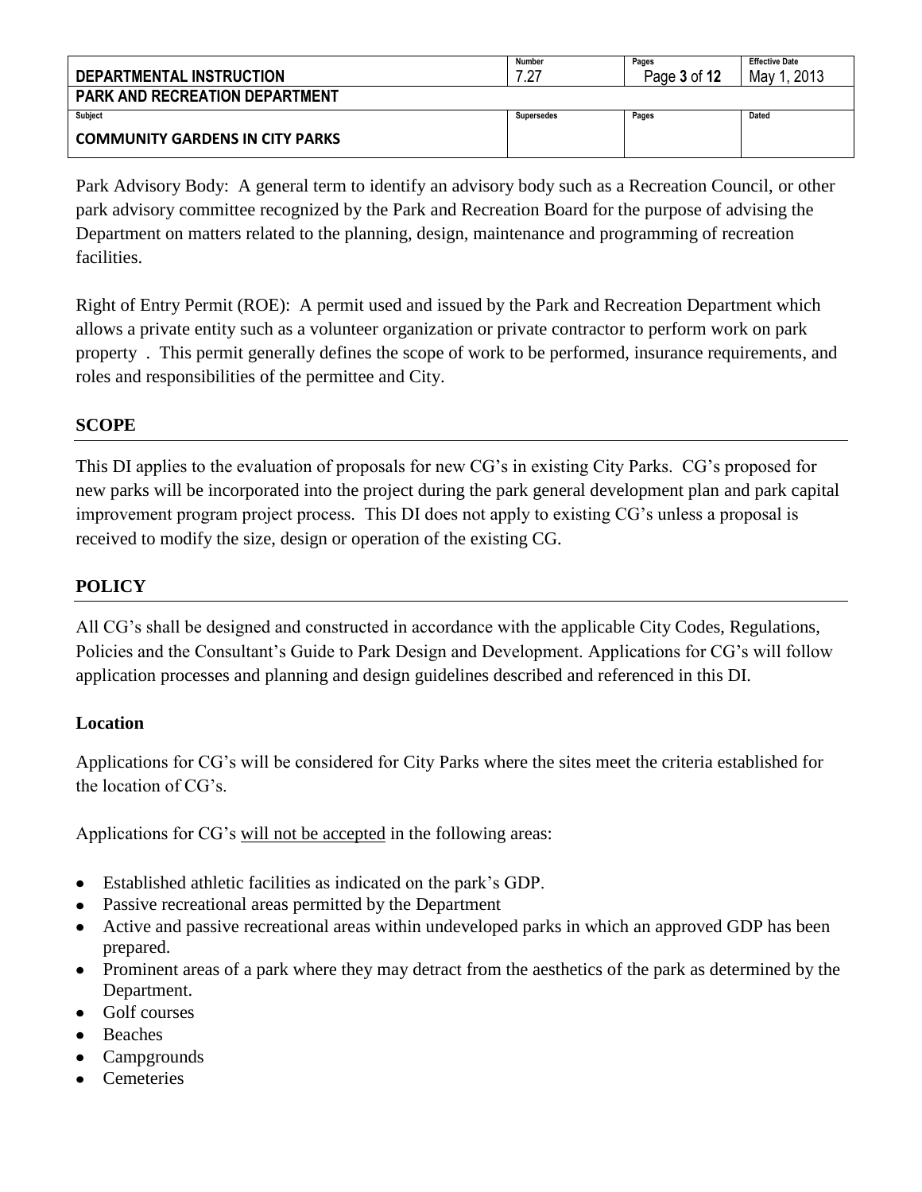Park Advisory Body: A general term to identify an advisory body such as a Recreation Council, or other park advisory committee recognized by the Park and Recreation Board for the purpose of advising the Department on matters related to the planning, design, maintenance and programming of recreation facilities.

Right of Entry Permit (ROE): A permit used and issued by the Park and Recreation Department which allows a private entity such as a volunteer organization or private contractor to perform work on park property . This permit generally defines the scope of work to be performed, insurance requirements, and roles and responsibilities of the permittee and City.

## SCOPE

This DI applies to the evaluation of proposals for new CG's in existing City Parks. CG's proposed for new parks will be incorporated into the project during the park general development plan and park capital improvement program project process. This DI does not apply to existing CG's unless a proposal is received to modify the size, design or operation of the existing CG.

## POLICY

All CG's shall be designed and constructed in accordance with the applicable City Codes, Regulations, Policies and the Consultant's Guide to Park Design and Development. Applications for CG's will follow application processes and planning and design guidelines described and referenced in this DI.

### Location

Applications for CG's will be considered for City Parks where the sites meet the criteria established for the location of CG's.

Applications for CG's <u>will not be accepted</u> in the following areas:

- Established athletic facilities as indicated on the park's GDP.
- Passive recreational areas permitted by the Department
- Active and passive recreational areas within undeveloped parks in which an approved GDP has been prepared.
- Prominent areas of a park where they may detract from the aesthetics of the park as determined by the Department.
- Golf courses
- Beaches
- Campgrounds
- Cemeteries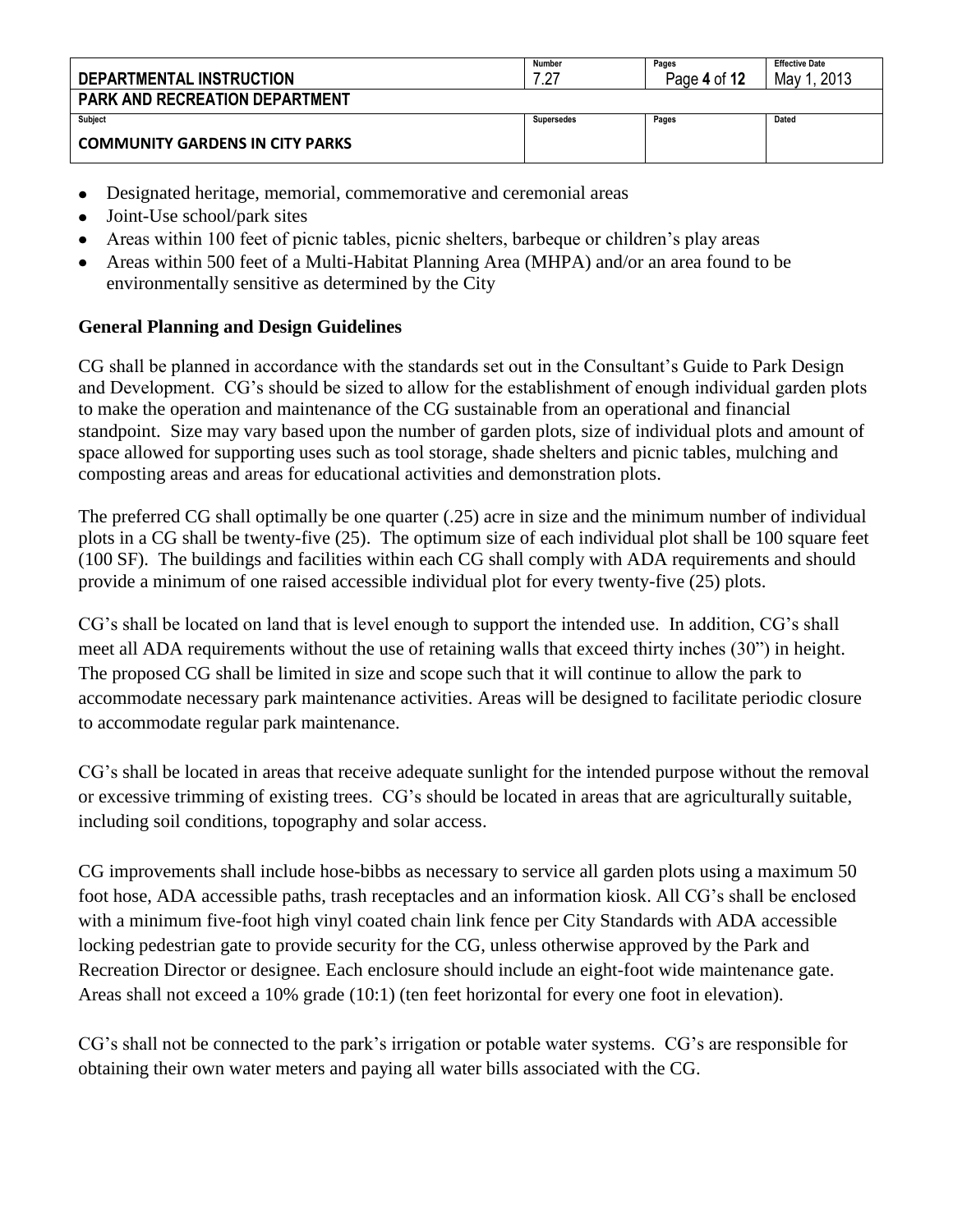- Designated heritage, memorial, commemorative and ceremonial areas
- Joint-Use school/park sites
- Areas within 100 feet of picnic tables, picnic shelters, barbeque or children's play areas
- Areas within 500 feet of a Multi-Habitat Planning Area (MHPA) and/or an area found to be environmentally sensitive as determined by the City

**General Planning and Design Guidelines**

CG shall be planned in accordance with the standards set out in the Consultant's Guide to Park Design and Development. CG's should be sized to allow for the establishment of enough individual garden plots to make the operation and maintenance of the CG sustainable from an operational and financial standpoint. Size may vary based upon the number of garden plots, size of individual plots and amount of space allowed for supporting uses such as tool storage, shade shelters and picnic tables, mulching and composting areas and areas for educational activities and demonstration plots.

The preferred CG shall optimally be one quarter (.25) acre in size and the minimum number of individual plots in a CG shall be twenty-five (25). The optimum size of each individual plot shall be 100 square feet (100 SF). The buildings and facilities within each CG shall comply with ADA requirements and should provide a minimum of one raised accessible individual plot for every twenty-five (25) plots.

CG's shall be located on land that is level enough to support the intended use. In addition, CG's shall meet all ADA requirements without the use of retaining walls that exceed thirty inches (30") in height. The proposed CG shall be limited in size and scope such that it will continue to allow the park to accommodate necessary park maintenance activities. Areas will be designed to facilitate periodic closure to accommodate regular park maintenance.

CG's shall be located in areas that receive adequate sunlight for the intended purpose without the removal or excessive trimming of existing trees. CG's should be located in areas that are agriculturally suitable, including soil conditions, topography and solar access.

CG improvements shall include hose-bibbs as necessary to service all garden plots using a maximum 50 foot hose, ADA accessible paths, trash receptacles and an information kiosk. All CG's shall be enclosed with a minimum five-foot high vinyl coated chain link fence per City Standards with ADA accessible locking pedestrian gate to provide security for the CG, unless otherwise approved by the Park and Recreation Director or designee. Each enclosure should include an eight-foot wide maintenance gate. Areas shall not exceed a 10% grade (10:1) (ten feet horizontal for every one foot in elevation).

CG's shall not be connected to the park's irrigation or potable water systems. CG's are responsible for obtaining their own water meters and paying all water bills associated with the CG.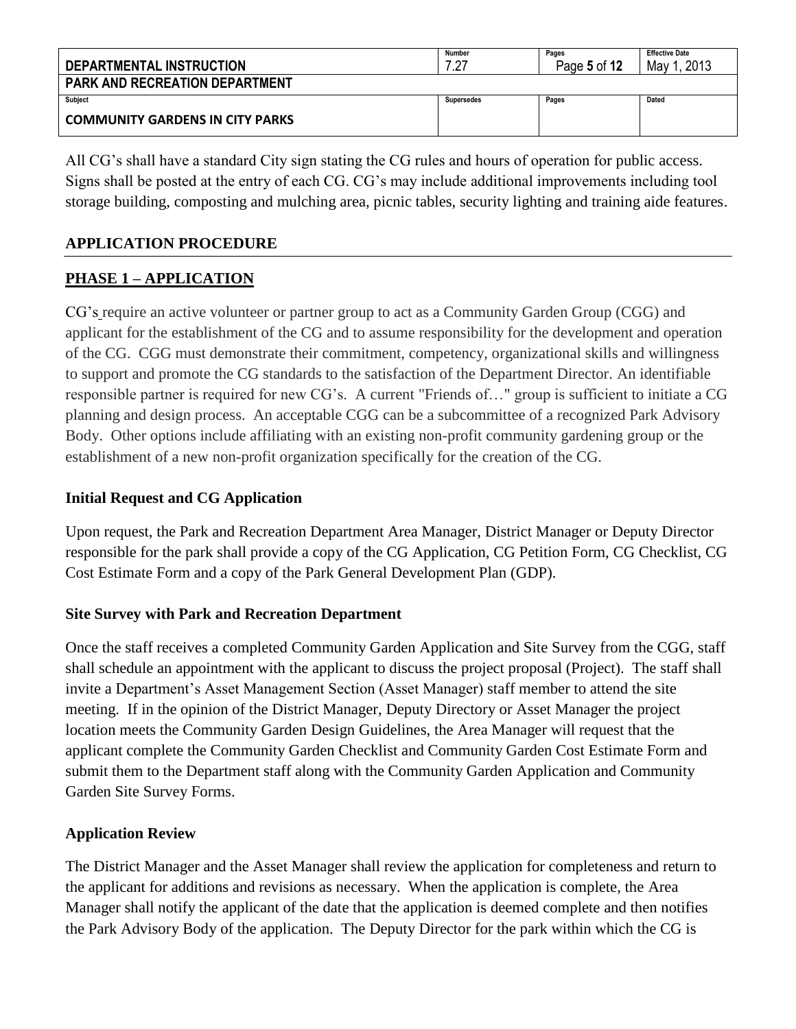All CG's shall have a standard City sign stating the CG rules and hours of operation for public access. Signs shall be posted at the entry of each CG. CG's may include additional improvements including tool storage building, composting and mulching area, picnic tables, security lighting and training aide features.

## APPLICATION PROCEDURE

### PHASE 1 – APPLICATION

CG's require an active volunteer or partner group to act as a Community Garden Group (CGG) and applicant for the establishment of the CG and to assume responsibility for the development and operation of the CG. CGG must demonstrate their commitment, competency, organizational skills and willingness to support and promote the CG standards to the satisfaction of the Department Director. An identifiable responsible partner is required for new CG's. A current "Friends of…" group is sufficient to initiate a CG planning and design process. An acceptable CGG can be a subcommittee of a recognized Park Advisory Body. Other options include affiliating with an existing non-profit community gardening group or the establishment of a new non-profit organization specifically for the creation of the CG.

**Initial Request and CG Application**

Upon request, the Park and Recreation Department Area Manager, District Manager or Deputy Director responsible for the park shall provide a copy of the CG Application, CG Petition Form, CG Checklist, CG Cost Estimate Form and a copy of the Park General Development Plan (GDP).

**Site Survey with Park and Recreation Department**

Once the staff receives a completed Community Garden Application and Site Survey from the CGG, staff shall schedule an appointment with the applicant to discuss the project proposal (Project). The staff shall invite a Department's Asset Management Section (Asset Manager) staff member to attend the site meeting. If in the opinion of the District Manager, Deputy Directory or Asset Manager the project location meets the Community Garden Design Guidelines, the Area Manager will request that the applicant complete the Community Garden Checklist and Community Garden Cost Estimate Form and submit them to the Department staff along with the Community Garden Application and Community Garden Site Survey Forms.

**Application Review**

The District Manager and the Asset Manager shall review the application for completeness and return to the applicant for additions and revisions as necessary. When the application is complete, the Area Manager shall notify the applicant of the date that the application is deemed complete and then notifies the Park Advisory Body of the application. The Deputy Director for the park within which the CG is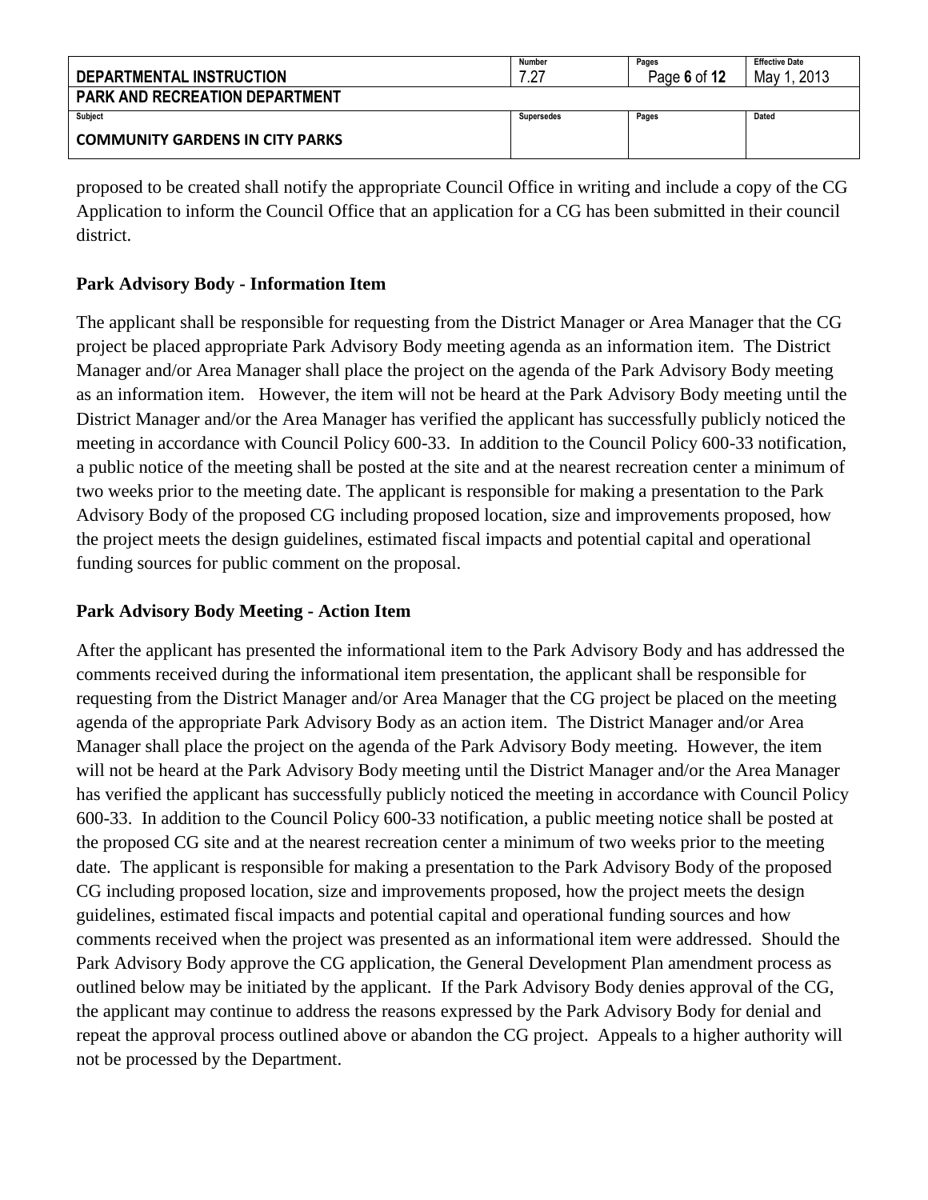proposed to be created shall notify the appropriate Council Office in writing and include a copy of the CG Application to inform the Council Office that an application for a CG has been submitted in their council district.

**Park Advisory Body - Information Item**

The applicant shall be responsible for requesting from the District Manager or Area Manager that the CG project be placed appropriate Park Advisory Body meeting agenda as an information item. The District Manager and/or Area Manager shall place the project on the agenda of the Park Advisory Body meeting as an information item. However, the item will not be heard at the Park Advisory Body meeting until the District Manager and/or the Area Manager has verified the applicant has successfully publicly noticed the meeting in accordance with Council Policy 600-33. In addition to the Council Policy 600-33 notification, a public notice of the meeting shall be posted at the site and at the nearest recreation center a minimum of two weeks prior to the meeting date. The applicant is responsible for making a presentation to the Park Advisory Body of the proposed CG including proposed location, size and improvements proposed, how the project meets the design guidelines, estimated fiscal impacts and potential capital and operational funding sources for public comment on the proposal.

**Park Advisory Body Meeting - Action Item**

After the applicant has presented the informational item to the Park Advisory Body and has addressed the comments received during the informational item presentation, the applicant shall be responsible for requesting from the District Manager and/or Area Manager that the CG project be placed on the meeting agenda of the appropriate Park Advisory Body as an action item. The District Manager and/or Area Manager shall place the project on the agenda of the Park Advisory Body meeting. However, the item will not be heard at the Park Advisory Body meeting until the District Manager and/or the Area Manager has verified the applicant has successfully publicly noticed the meeting in accordance with Council Policy 600-33. In addition to the Council Policy 600-33 notification, a public meeting notice shall be posted at the proposed CG site and at the nearest recreation center a minimum of two weeks prior to the meeting date. The applicant is responsible for making a presentation to the Park Advisory Body of the proposed CG including proposed location, size and improvements proposed, how the project meets the design guidelines, estimated fiscal impacts and potential capital and operational funding sources and how comments received when the project was presented as an informational item were addressed. Should the Park Advisory Body approve the CG application, the General Development Plan amendment process as outlined below may be initiated by the applicant. If the Park Advisory Body denies approval of the CG, the applicant may continue to address the reasons expressed by the Park Advisory Body for denial and repeat the approval process outlined above or abandon the CG project. Appeals to a higher authority will not be processed by the Department.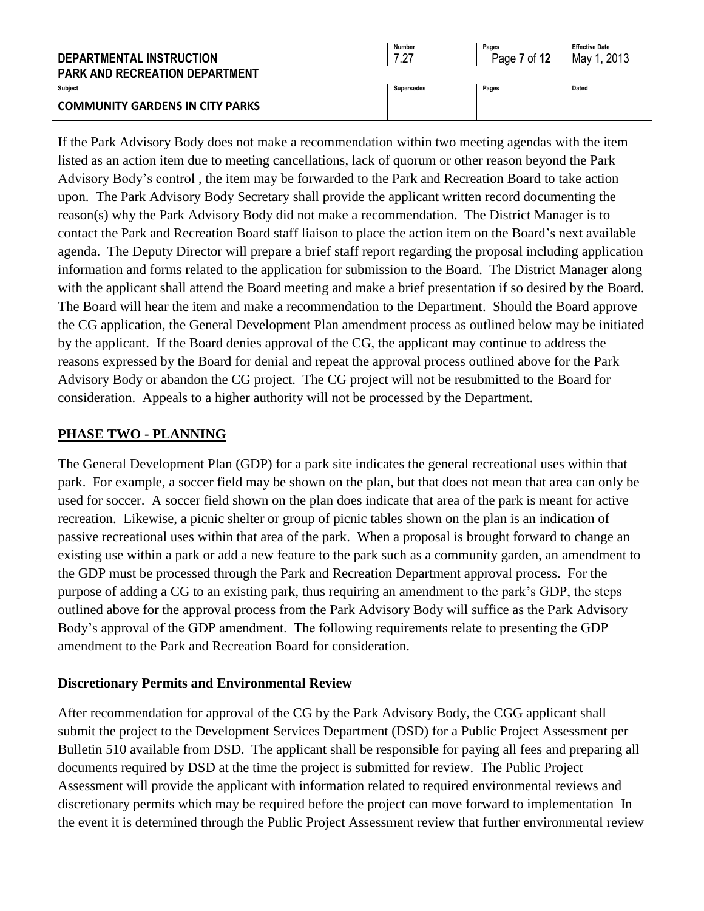If the Park Advisory Body does not make a recommendation within two meeting agendas with the item listed as an action item due to meeting cancellations, lack of quorum or other reason beyond the Park Advisory Body's control , the item may be forwarded to the Park and Recreation Board to take action upon. The Park Advisory Body Secretary shall provide the applicant written record documenting the reason(s) why the Park Advisory Body did not make a recommendation. The District Manager is to contact the Park and Recreation Board staff liaison to place the action item on the Board's next available agenda. The Deputy Director will prepare a brief staff report regarding the proposal including application information and forms related to the application for submission to the Board. The District Manager along with the applicant shall attend the Board meeting and make a brief presentation if so desired by the Board. The Board will hear the item and make a recommendation to the Department. Should the Board approve the CG application, the General Development Plan amendment process as outlined below may be initiated by the applicant. If the Board denies approval of the CG, the applicant may continue to address the reasons expressed by the Board for denial and repeat the approval process outlined above for the Park Advisory Body or abandon the CG project. The CG project will not be resubmitted to the Board for consideration. Appeals to a higher authority will not be processed by the Department.

## PHASE TWO - PLANNING

The General Development Plan (GDP) for a park site indicates the general recreational uses within that park. For example, a soccer field may be shown on the plan, but that does not mean that area can only be used for soccer. A soccer field shown on the plan does indicate that area of the park is meant for active recreation. Likewise, a picnic shelter or group of picnic tables shown on the plan is an indication of passive recreational uses within that area of the park. When a proposal is brought forward to change an existing use within a park or add a new feature to the park such as a community garden, an amendment to the GDP must be processed through the Park and Recreation Department approval process. For the purpose of adding a CG to an existing park, thus requiring an amendment to the park's GDP, the steps outlined above for the approval process from the Park Advisory Body will suffice as the Park Advisory Body's approval of the GDP amendment. The following requirements relate to presenting the GDP amendment to the Park and Recreation Board for consideration.

### Discretionary Permits and Environmental Review

After recommendation for approval of the CG by the Park Advisory Body, the CGG applicant shall submit the project to the Development Services Department (DSD) for a Public Project Assessment per Bulletin 510 available from DSD. The applicant shall be responsible for paying all fees and preparing all documents required by DSD at the time the project is submitted for review. The Public Project Assessment will provide the applicant with information related to required environmental reviews and discretionary permits which may be required before the project can move forward to implementation In the event it is determined through the Public Project Assessment review that further environmental review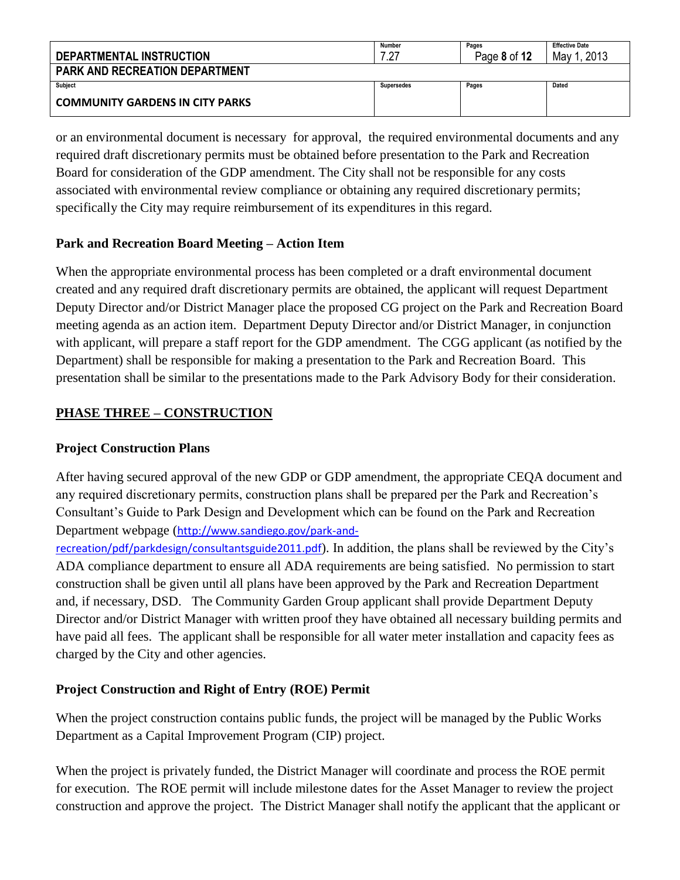or an environmental document is necessary for approval, the required environmental documents and any required draft discretionary permits must be obtained before presentation to the Park and Recreation Board for consideration of the GDP amendment. The City shall not be responsible for any costs associated with environmental review compliance or obtaining any required discretionary permits; specifically the City may require reimbursement of its expenditures in this regard.

### Park and Recreation Board Meeting – Action Item

When the appropriate environmental process has been completed or a draft environmental document created and any required draft discretionary permits are obtained, the applicant will request Department Deputy Director and/or District Manager place the proposed CG project on the Park and Recreation Board meeting agenda as an action item. Department Deputy Director and/or District Manager, in conjunction with applicant, will prepare a staff report for the GDP amendment. The CGG applicant (as notified by the Department) shall be responsible for making a presentation to the Park and Recreation Board. This presentation shall be similar to the presentations made to the Park Advisory Body for their consideration.

## PHASE THREE – CONSTRUCTION

### Project Construction Plans

After having secured approval of the new GDP or GDP amendment, the appropriate CEQA document and any required discretionary permits, construction plans shall be prepared per the Park and Recreation's Consultant's Guide to Park Design and Development which can be found on the Park and Recreation Department webpage (http://www.sandiego.gov/park-and-recreation/pdf/parkdesign/consultantsguide2011.pdf). In addition, the plans shall be reviewed by the City's ADA compliance department to ensure all ADA requirements are being satisfied. No permission to start construction shall be given until all plans have been approved by the Park and Recreation Department and, if necessary, DSD. The Community Garden Group applicant shall provide Department Deputy Director and/or District Manager with written proof they have obtained all necessary building permits and have paid all fees. The applicant shall be responsible for all water meter installation and capacity fees as charged by the City and other agencies.

### Project Construction and Right of Entry (ROE) Permit

When the project construction contains public funds, the project will be managed by the Public Works Department as a Capital Improvement Program (CIP) project.

When the project is privately funded, the District Manager will coordinate and process the ROE permit for execution. The ROE permit will include milestone dates for the Asset Manager to review the project construction and approve the project. The District Manager shall notify the applicant that the applicant or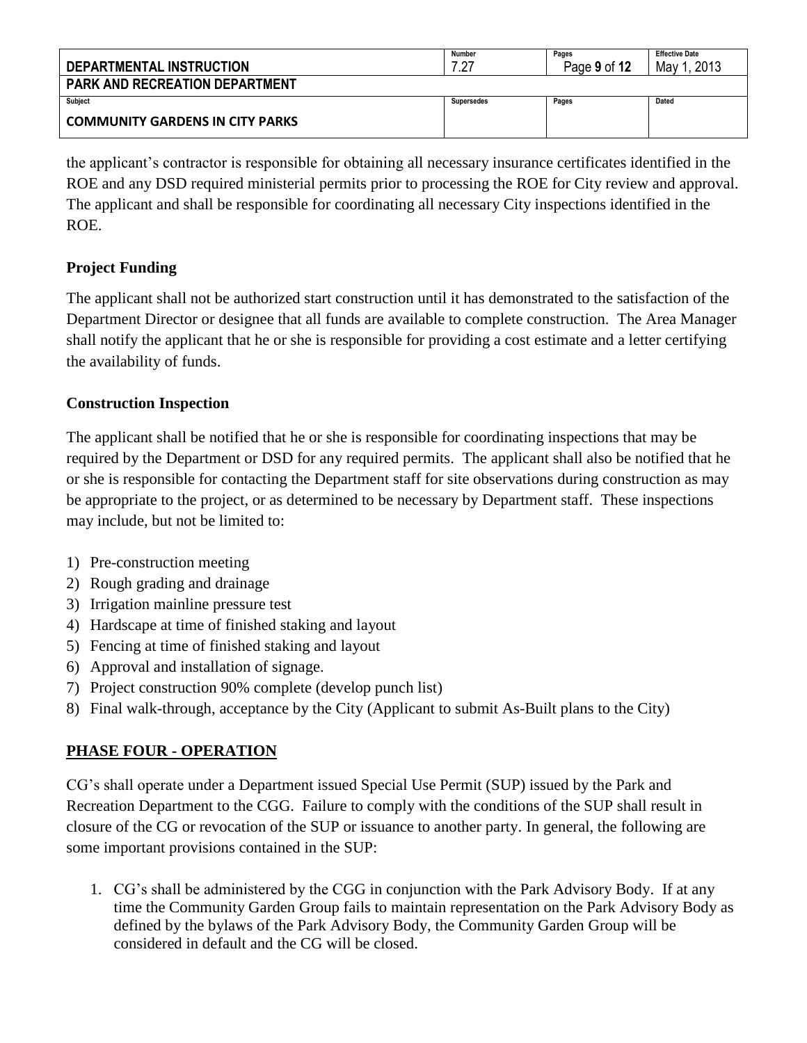the applicant's contractor is responsible for obtaining all necessary insurance certificates identified in the ROE and any DSD required ministerial permits prior to processing the ROE for City review and approval. The applicant and shall be responsible for coordinating all necessary City inspections identified in the ROE.

### Project Funding

The applicant shall not be authorized start construction until it has demonstrated to the satisfaction of the Department Director or designee that all funds are available to complete construction. The Area Manager shall notify the applicant that he or she is responsible for providing a cost estimate and a letter certifying the availability of funds.

### Construction Inspection

The applicant shall be notified that he or she is responsible for coordinating inspections that may be required by the Department or DSD for any required permits. The applicant shall also be notified that he or she is responsible for contacting the Department staff for site observations during construction as may be appropriate to the project, or as determined to be necessary by Department staff. These inspections may include, but not be limited to:

1) Pre-construction meeting
2) Rough grading and drainage
3) Irrigation mainline pressure test
4) Hardscape at time of finished staking and layout
5) Fencing at time of finished staking and layout
6) Approval and installation of signage.
7) Project construction 90% complete (develop punch list)
8) Final walk-through, acceptance by the City (Applicant to submit As-Built plans to the City)

## PHASE FOUR - OPERATION

CG's shall operate under a Department issued Special Use Permit (SUP) issued by the Park and Recreation Department to the CGG. Failure to comply with the conditions of the SUP shall result in closure of the CG or revocation of the SUP or issuance to another party. In general, the following are some important provisions contained in the SUP:

1. CG's shall be administered by the CGG in conjunction with the Park Advisory Body. If at any time the Community Garden Group fails to maintain representation on the Park Advisory Body as defined by the bylaws of the Park Advisory Body, the Community Garden Group will be considered in default and the CG will be closed.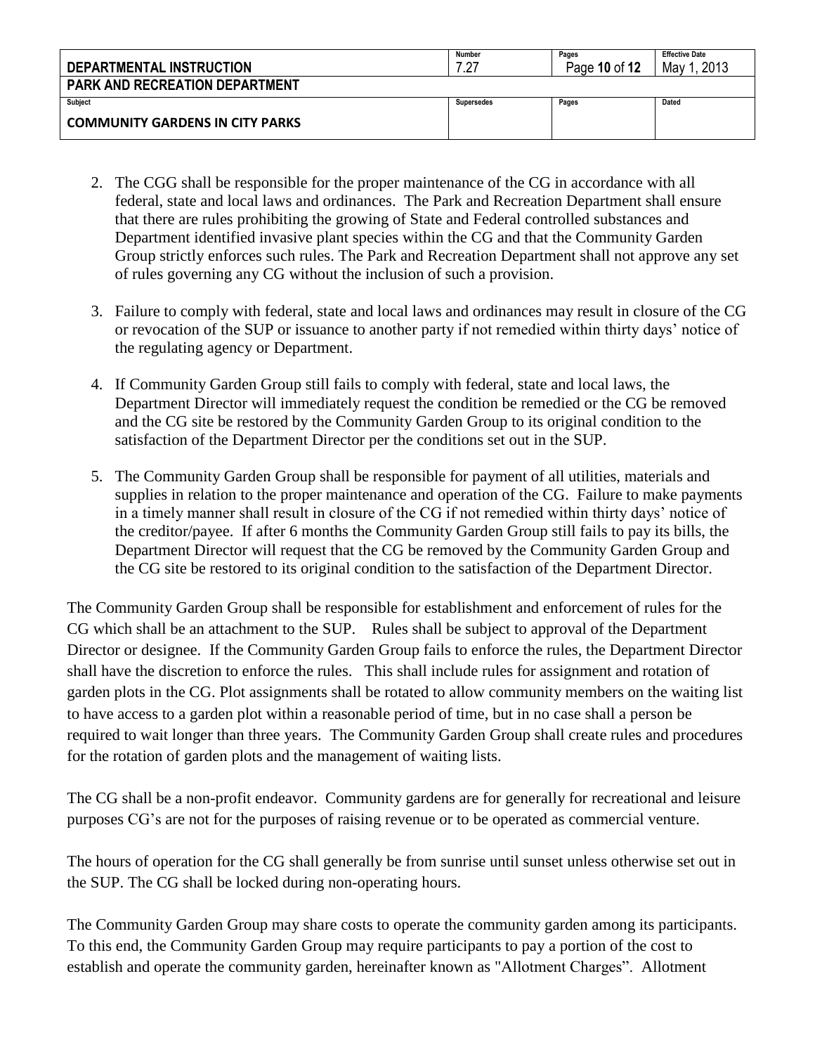2. The CGG shall be responsible for the proper maintenance of the CG in accordance with all federal, state and local laws and ordinances. The Park and Recreation Department shall ensure that there are rules prohibiting the growing of State and Federal controlled substances and Department identified invasive plant species within the CG and that the Community Garden Group strictly enforces such rules. The Park and Recreation Department shall not approve any set of rules governing any CG without the inclusion of such a provision.

3. Failure to comply with federal, state and local laws and ordinances may result in closure of the CG or revocation of the SUP or issuance to another party if not remedied within thirty days' notice of the regulating agency or Department.

4. If Community Garden Group still fails to comply with federal, state and local laws, the Department Director will immediately request the condition be remedied or the CG be removed and the CG site be restored by the Community Garden Group to its original condition to the satisfaction of the Department Director per the conditions set out in the SUP.

5. The Community Garden Group shall be responsible for payment of all utilities, materials and supplies in relation to the proper maintenance and operation of the CG. Failure to make payments in a timely manner shall result in closure of the CG if not remedied within thirty days' notice of the creditor/payee. If after 6 months the Community Garden Group still fails to pay its bills, the Department Director will request that the CG be removed by the Community Garden Group and the CG site be restored to its original condition to the satisfaction of the Department Director.

The Community Garden Group shall be responsible for establishment and enforcement of rules for the CG which shall be an attachment to the SUP. Rules shall be subject to approval of the Department Director or designee. If the Community Garden Group fails to enforce the rules, the Department Director shall have the discretion to enforce the rules. This shall include rules for assignment and rotation of garden plots in the CG. Plot assignments shall be rotated to allow community members on the waiting list to have access to a garden plot within a reasonable period of time, but in no case shall a person be required to wait longer than three years. The Community Garden Group shall create rules and procedures for the rotation of garden plots and the management of waiting lists.

The CG shall be a non-profit endeavor. Community gardens are for generally for recreational and leisure purposes CG's are not for the purposes of raising revenue or to be operated as commercial venture.

The hours of operation for the CG shall generally be from sunrise until sunset unless otherwise set out in the SUP. The CG shall be locked during non-operating hours.

The Community Garden Group may share costs to operate the community garden among its participants. To this end, the Community Garden Group may require participants to pay a portion of the cost to establish and operate the community garden, hereinafter known as "Allotment Charges". Allotment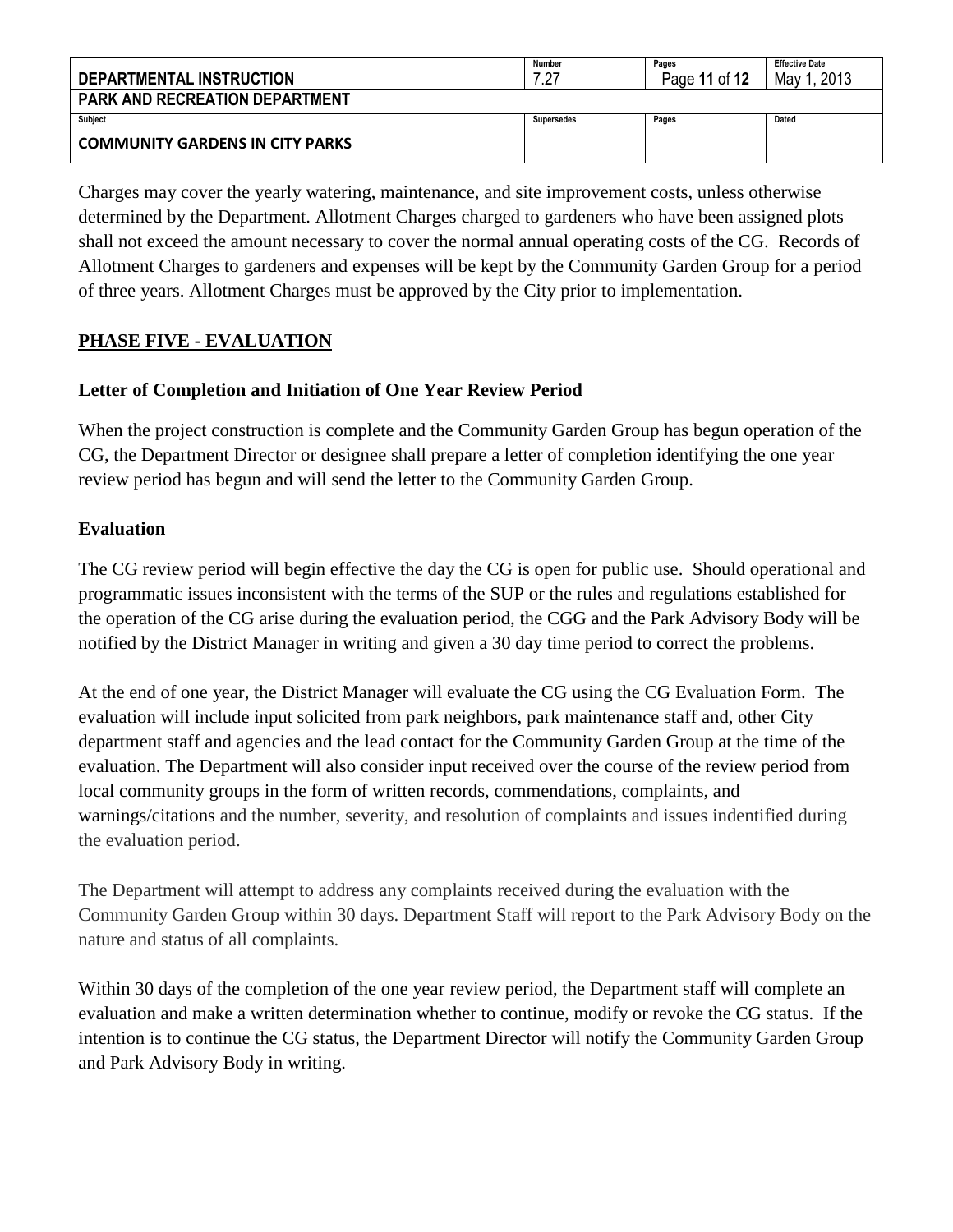Charges may cover the yearly watering, maintenance, and site improvement costs, unless otherwise determined by the Department. Allotment Charges charged to gardeners who have been assigned plots shall not exceed the amount necessary to cover the normal annual operating costs of the CG. Records of Allotment Charges to gardeners and expenses will be kept by the Community Garden Group for a period of three years. Allotment Charges must be approved by the City prior to implementation.

## PHASE FIVE - EVALUATION

### Letter of Completion and Initiation of One Year Review Period

When the project construction is complete and the Community Garden Group has begun operation of the CG, the Department Director or designee shall prepare a letter of completion identifying the one year review period has begun and will send the letter to the Community Garden Group.

### Evaluation

The CG review period will begin effective the day the CG is open for public use. Should operational and programmatic issues inconsistent with the terms of the SUP or the rules and regulations established for the operation of the CG arise during the evaluation period, the CGG and the Park Advisory Body will be notified by the District Manager in writing and given a 30 day time period to correct the problems.

At the end of one year, the District Manager will evaluate the CG using the CG Evaluation Form. The evaluation will include input solicited from park neighbors, park maintenance staff and, other City department staff and agencies and the lead contact for the Community Garden Group at the time of the evaluation. The Department will also consider input received over the course of the review period from local community groups in the form of written records, commendations, complaints, and warnings/citations and the number, severity, and resolution of complaints and issues indentified during the evaluation period.

The Department will attempt to address any complaints received during the evaluation with the Community Garden Group within 30 days. Department Staff will report to the Park Advisory Body on the nature and status of all complaints.

Within 30 days of the completion of the one year review period, the Department staff will complete an evaluation and make a written determination whether to continue, modify or revoke the CG status. If the intention is to continue the CG status, the Department Director will notify the Community Garden Group and Park Advisory Body in writing.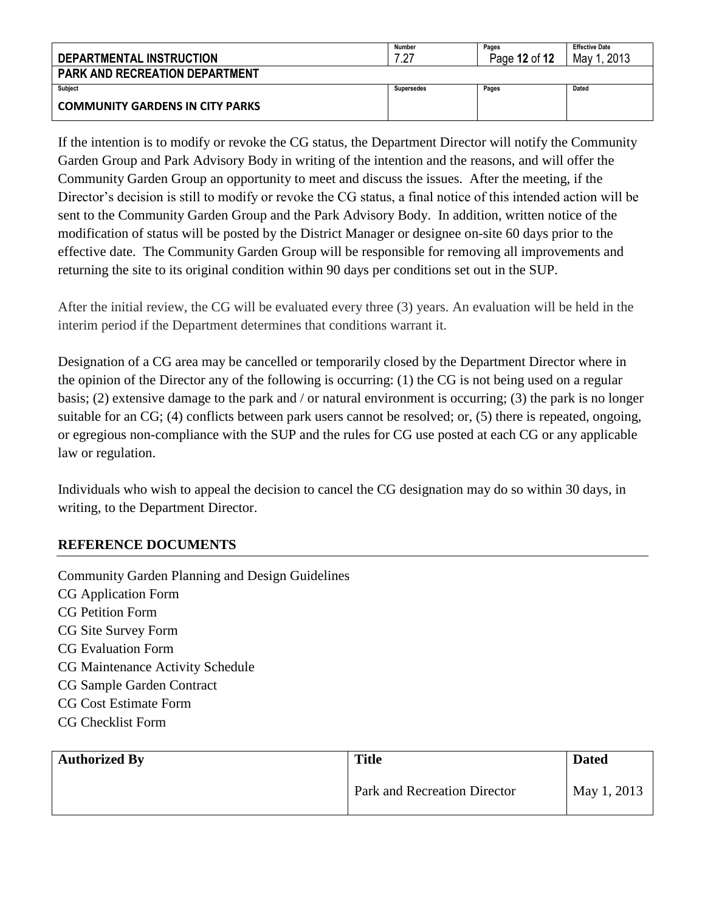If the intention is to modify or revoke the CG status, the Department Director will notify the Community Garden Group and Park Advisory Body in writing of the intention and the reasons, and will offer the Community Garden Group an opportunity to meet and discuss the issues. After the meeting, if the Director's decision is still to modify or revoke the CG status, a final notice of this intended action will be sent to the Community Garden Group and the Park Advisory Body. In addition, written notice of the modification of status will be posted by the District Manager or designee on-site 60 days prior to the effective date. The Community Garden Group will be responsible for removing all improvements and returning the site to its original condition within 90 days per conditions set out in the SUP.

After the initial review, the CG will be evaluated every three (3) years. An evaluation will be held in the interim period if the Department determines that conditions warrant it.

Designation of a CG area may be cancelled or temporarily closed by the Department Director where in the opinion of the Director any of the following is occurring: (1) the CG is not being used on a regular basis; (2) extensive damage to the park and / or natural environment is occurring; (3) the park is no longer suitable for an CG; (4) conflicts between park users cannot be resolved; or, (5) there is repeated, ongoing, or egregious non-compliance with the SUP and the rules for CG use posted at each CG or any applicable law or regulation.

Individuals who wish to appeal the decision to cancel the CG designation may do so within 30 days, in writing, to the Department Director.

## REFERENCE DOCUMENTS

Community Garden Planning and Design Guidelines
CG Application Form
CG Petition Form
CG Site Survey Form
CG Evaluation Form
CG Maintenance Activity Schedule
CG Sample Garden Contract
CG Cost Estimate Form
CG Checklist Form

| Authorized By | Title | Dated |
|---|---|---|
| | Park and Recreation Director | May 1, 2013 |